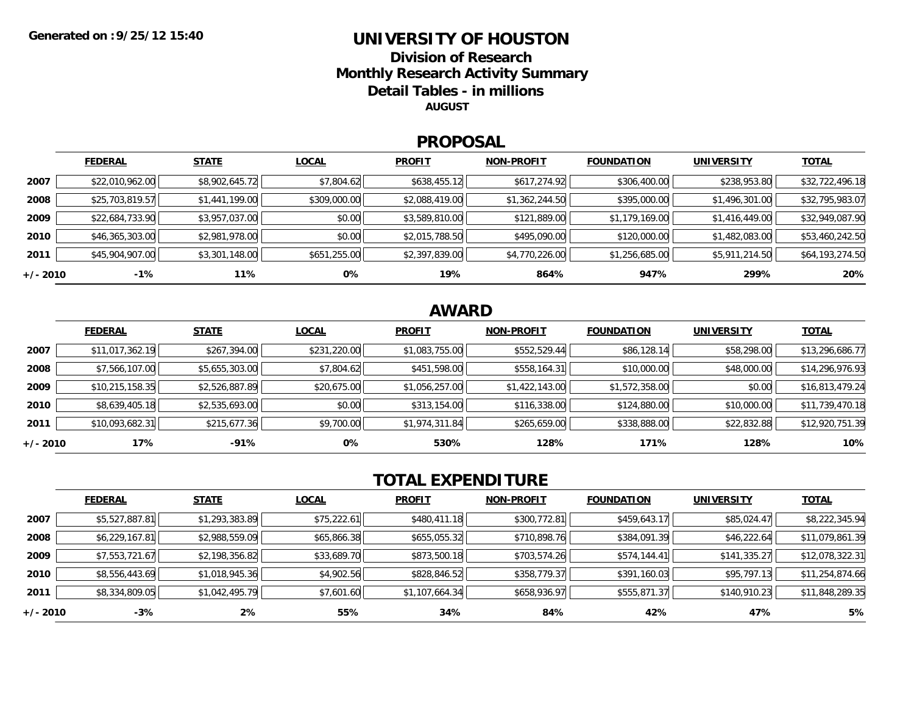**Generated on : 9/25/12 15:40**

# UNIVERSITY OF HOUSTON

## Division of Research
## Monthly Research Activity Summary
## Detail Tables - in millions

**AUGUST**

## PROPOSAL

| | FEDERAL | STATE | LOCAL | PROFIT | NON-PROFIT | FOUNDATION | UNIVERSITY | TOTAL |
|---|---|---|---|---|---|---|---|---|
| 2007 | $22,010,962.00 | $8,902,645.72 | $7,804.62 | $638,455.12 | $617,274.92 | $306,400.00 | $238,953.80 | $32,722,496.18 |
| 2008 | $25,703,819.57 | $1,441,199.00 | $309,000.00 | $2,088,419.00 | $1,362,244.50 | $395,000.00 | $1,496,301.00 | $32,795,983.07 |
| 2009 | $22,684,733.90 | $3,957,037.00 | $0.00 | $3,589,810.00 | $121,889.00 | $1,179,169.00 | $1,416,449.00 | $32,949,087.90 |
| 2010 | $46,365,303.00 | $2,981,978.00 | $0.00 | $2,015,788.50 | $495,090.00 | $120,000.00 | $1,482,083.00 | $53,460,242.50 |
| 2011 | $45,904,907.00 | $3,301,148.00 | $651,255.00 | $2,397,839.00 | $4,770,226.00 | $1,256,685.00 | $5,911,214.50 | $64,193,274.50 |
| +/- 2010 | -1% | 11% | 0% | 19% | 864% | 947% | 299% | 20% |

## AWARD

| | FEDERAL | STATE | LOCAL | PROFIT | NON-PROFIT | FOUNDATION | UNIVERSITY | TOTAL |
|---|---|---|---|---|---|---|---|---|
| 2007 | $11,017,362.19 | $267,394.00 | $231,220.00 | $1,083,755.00 | $552,529.44 | $86,128.14 | $58,298.00 | $13,296,686.77 |
| 2008 | $7,566,107.00 | $5,655,303.00 | $7,804.62 | $451,598.00 | $558,164.31 | $10,000.00 | $48,000.00 | $14,296,976.93 |
| 2009 | $10,215,158.35 | $2,526,887.89 | $20,675.00 | $1,056,257.00 | $1,422,143.00 | $1,572,358.00 | $0.00 | $16,813,479.24 |
| 2010 | $8,639,405.18 | $2,535,693.00 | $0.00 | $313,154.00 | $116,338.00 | $124,880.00 | $10,000.00 | $11,739,470.18 |
| 2011 | $10,093,682.31 | $215,677.36 | $9,700.00 | $1,974,311.84 | $265,659.00 | $338,888.00 | $22,832.88 | $12,920,751.39 |
| +/- 2010 | 17% | -91% | 0% | 530% | 128% | 171% | 128% | 10% |

## TOTAL EXPENDITURE

| | FEDERAL | STATE | LOCAL | PROFIT | NON-PROFIT | FOUNDATION | UNIVERSITY | TOTAL |
|---|---|---|---|---|---|---|---|---|
| 2007 | $5,527,887.81 | $1,293,383.89 | $75,222.61 | $480,411.18 | $300,772.81 | $459,643.17 | $85,024.47 | $8,222,345.94 |
| 2008 | $6,229,167.81 | $2,988,559.09 | $65,866.38 | $655,055.32 | $710,898.76 | $384,091.39 | $46,222.64 | $11,079,861.39 |
| 2009 | $7,553,721.67 | $2,198,356.82 | $33,689.70 | $873,500.18 | $703,574.26 | $574,144.41 | $141,335.27 | $12,078,322.31 |
| 2010 | $8,556,443.69 | $1,018,945.36 | $4,902.56 | $828,846.52 | $358,779.37 | $391,160.03 | $95,797.13 | $11,254,874.66 |
| 2011 | $8,334,809.05 | $1,042,495.79 | $7,601.60 | $1,107,664.34 | $658,936.97 | $555,871.37 | $140,910.23 | $11,848,289.35 |
| +/- 2010 | -3% | 2% | 55% | 34% | 84% | 42% | 47% | 5% |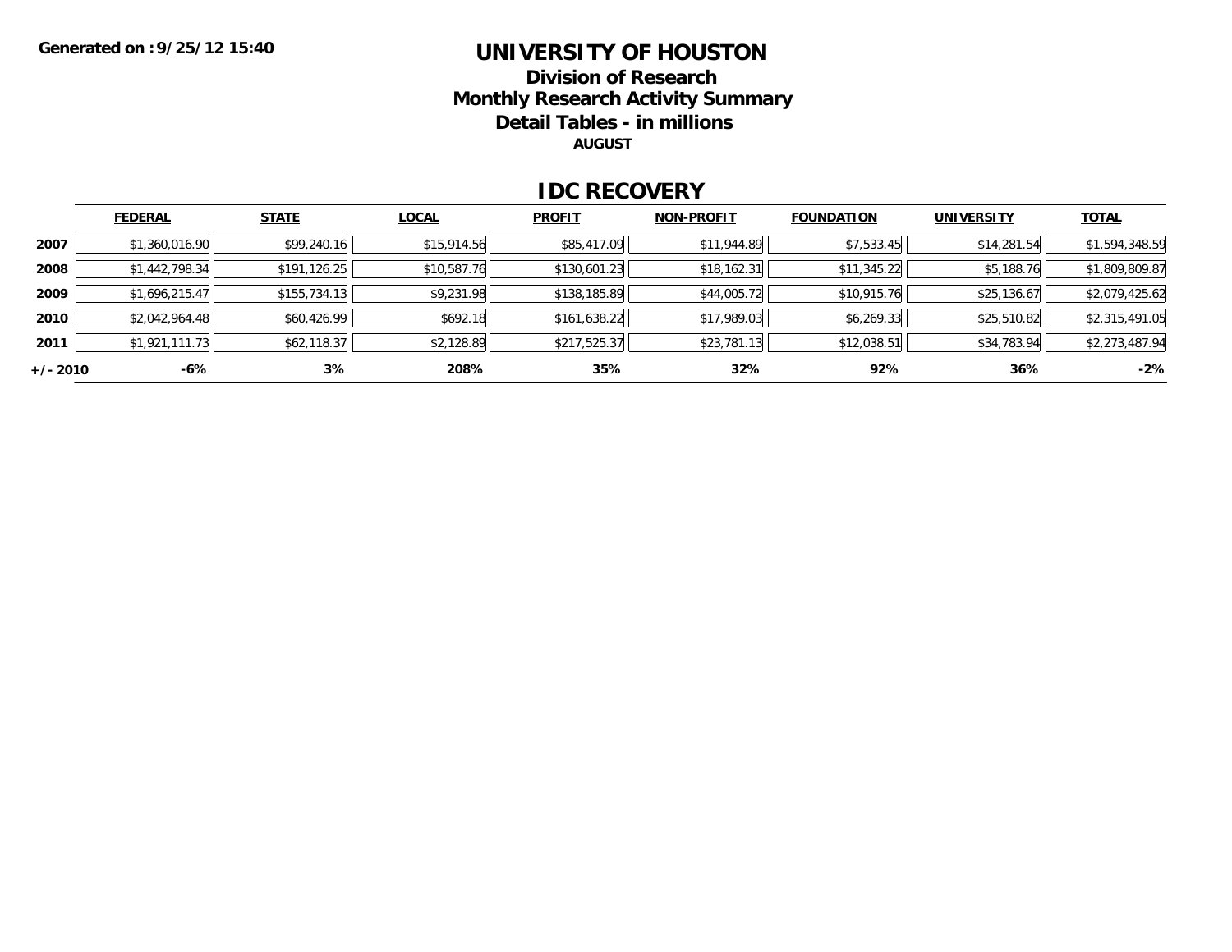**Generated on :9/25/12 15:40**

# UNIVERSITY OF HOUSTON

## Division of Research
## Monthly Research Activity Summary
## Detail Tables - in millions

**AUGUST**

## IDC RECOVERY

| | FEDERAL | STATE | LOCAL | PROFIT | NON-PROFIT | FOUNDATION | UNIVERSITY | TOTAL |
|---|---|---|---|---|---|---|---|---|
| **2007** | $1,360,016.90 | $99,240.16 | $15,914.56 | $85,417.09 | $11,944.89 | $7,533.45 | $14,281.54 | $1,594,348.59 |
| **2008** | $1,442,798.34 | $191,126.25 | $10,587.76 | $130,601.23 | $18,162.31 | $11,345.22 | $5,188.76 | $1,809,809.87 |
| **2009** | $1,696,215.47 | $155,734.13 | $9,231.98 | $138,185.89 | $44,005.72 | $10,915.76 | $25,136.67 | $2,079,425.62 |
| **2010** | $2,042,964.48 | $60,426.99 | $692.18 | $161,638.22 | $17,989.03 | $6,269.33 | $25,510.82 | $2,315,491.05 |
| **2011** | $1,921,111.73 | $62,118.37 | $2,128.89 | $217,525.37 | $23,781.13 | $12,038.51 | $34,783.94 | $2,273,487.94 |
| **+/- 2010** | **-6%** | **3%** | **208%** | **35%** | **32%** | **92%** | **36%** | **-2%** |